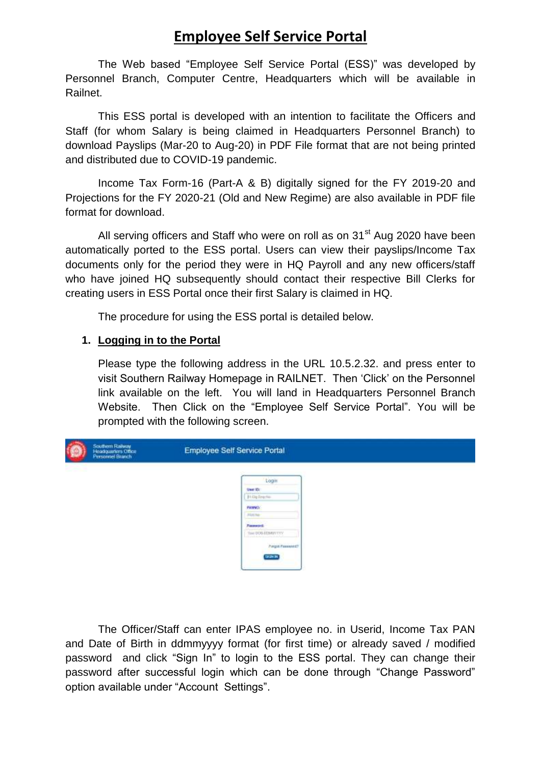# Employee Self Service Portal

The Web based "Employee Self Service Portal (ESS)" was developed by Personnel Branch, Computer Centre, Headquarters which will be available in Railnet.

This ESS portal is developed with an intention to facilitate the Officers and Staff (for whom Salary is being claimed in Headquarters Personnel Branch) to download Payslips (Mar-20 to Aug-20) in PDF File format that are not being printed and distributed due to COVID-19 pandemic.

Income Tax Form-16 (Part-A & B) digitally signed for the FY 2019-20 and Projections for the FY 2020-21 (Old and New Regime) are also available in PDF file format for download.

All serving officers and Staff who were on roll as on 31st Aug 2020 have been automatically ported to the ESS portal. Users can view their payslips/Income Tax documents only for the period they were in HQ Payroll and any new officers/staff who have joined HQ subsequently should contact their respective Bill Clerks for creating users in ESS Portal once their first Salary is claimed in HQ.

The procedure for using the ESS portal is detailed below.

1. **Logging in to the Portal**

   Please type the following address in the URL 10.5.2.32. and press enter to visit Southern Railway Homepage in RAILNET. Then 'Click' on the Personnel link available on the left. You will land in Headquarters Personnel Branch Website. Then Click on the "Employee Self Service Portal". You will be prompted with the following screen.

The Officer/Staff can enter IPAS employee no. in Userid, Income Tax PAN and Date of Birth in ddmmyyyy format (for first time) or already saved / modified password and click "Sign In" to login to the ESS portal. They can change their password after successful login which can be done through "Change Password" option available under "Account Settings".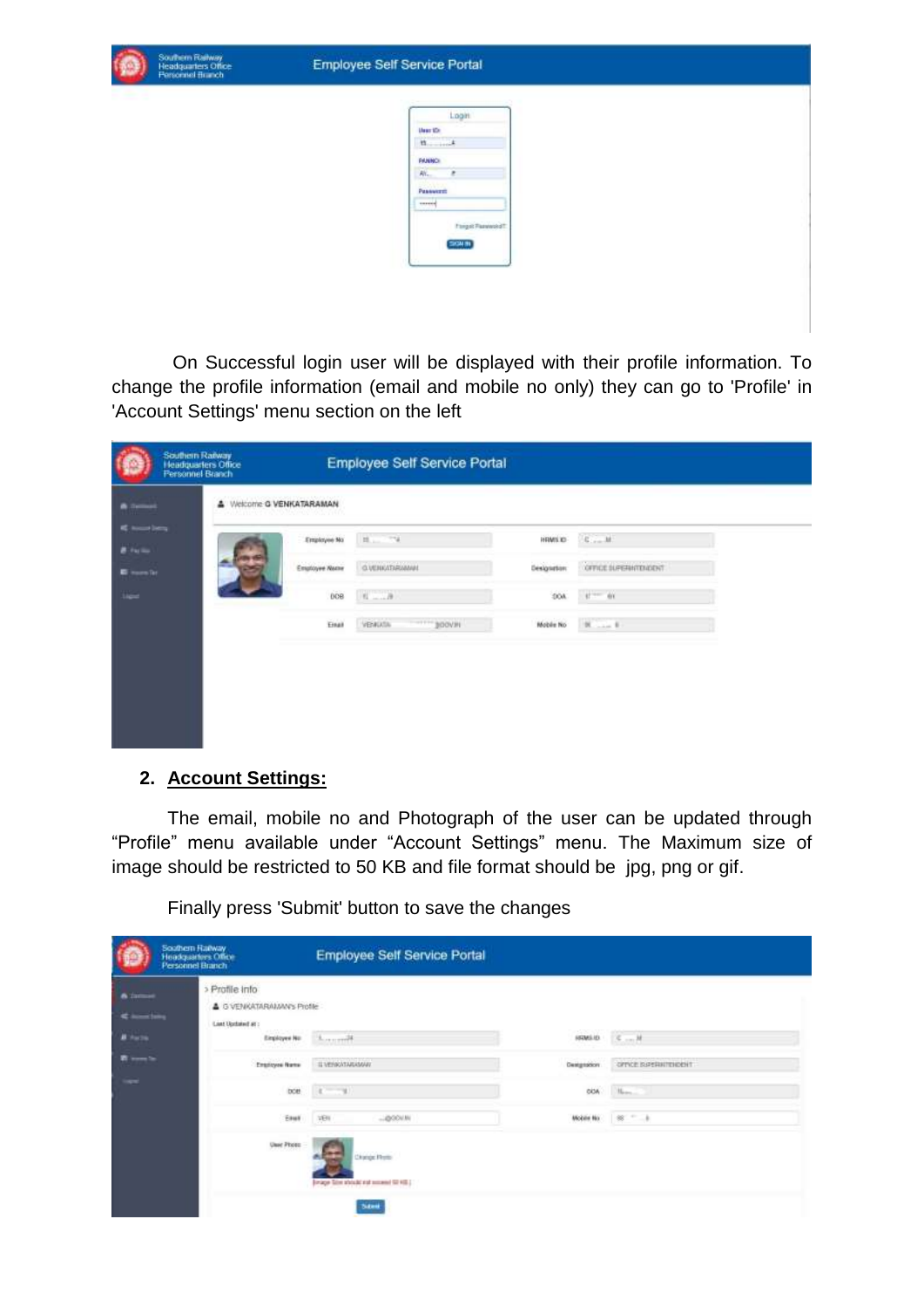On Successful login user will be displayed with their profile information. To change the profile information (email and mobile no only) they can go to 'Profile' in 'Account Settings' menu section on the left

## 2. Account Settings:

The email, mobile no and Photograph of the user can be updated through "Profile" menu available under "Account Settings" menu. The Maximum size of image should be restricted to 50 KB and file format should be jpg, png or gif.

Finally press 'Submit' button to save the changes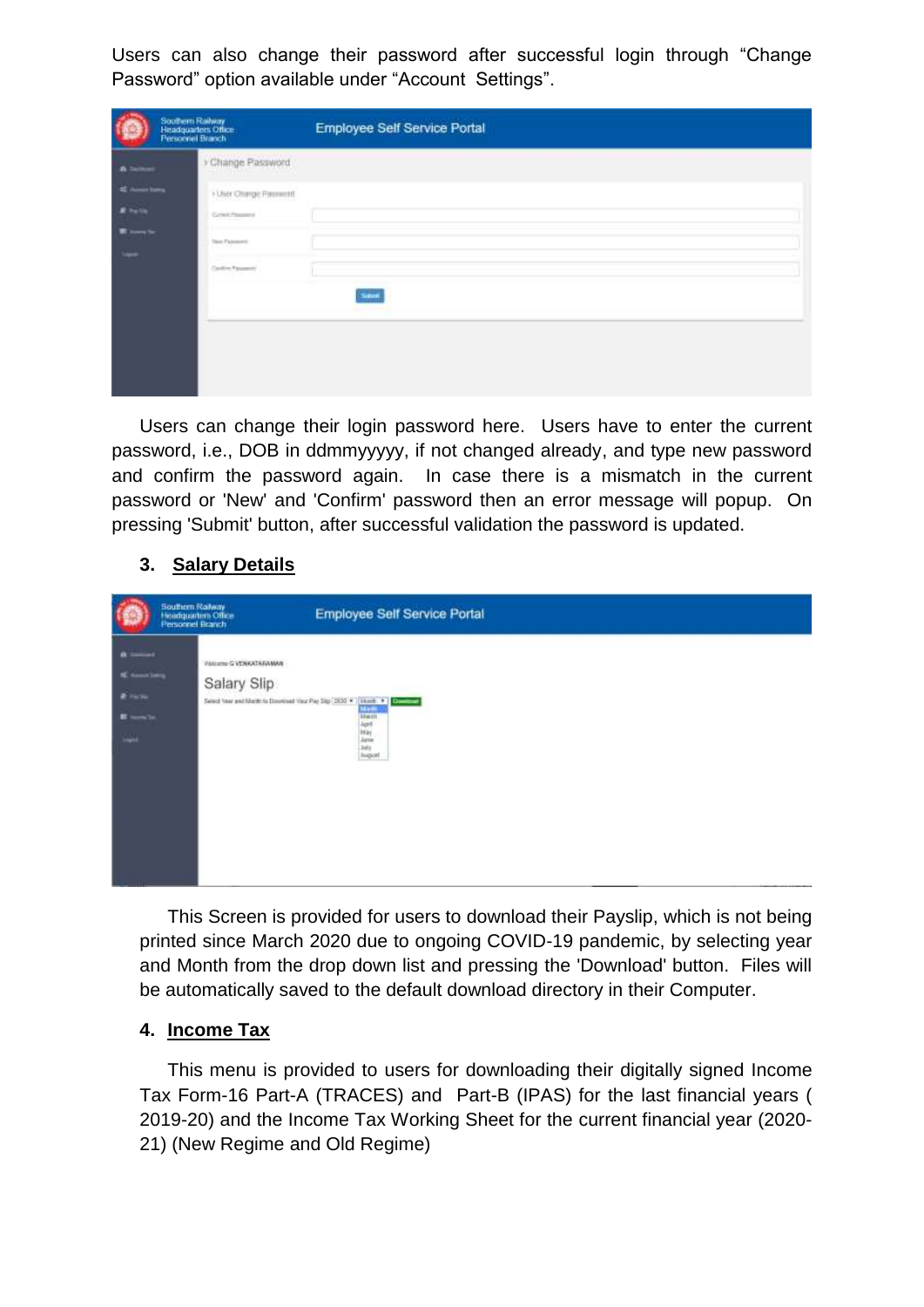Users can also change their password after successful login through "Change Password" option available under "Account Settings".

Users can change their login password here. Users have to enter the current password, i.e., DOB in ddmmyyyyy, if not changed already, and type new password and confirm the password again. In case there is a mismatch in the current password or 'New' and 'Confirm' password then an error message will popup. On pressing 'Submit' button, after successful validation the password is updated.

## 3. Salary Details

This Screen is provided for users to download their Payslip, which is not being printed since March 2020 due to ongoing COVID-19 pandemic, by selecting year and Month from the drop down list and pressing the 'Download' button. Files will be automatically saved to the default download directory in their Computer.

## 4. Income Tax

This menu is provided to users for downloading their digitally signed Income Tax Form-16 Part-A (TRACES) and Part-B (IPAS) for the last financial years ( 2019-20) and the Income Tax Working Sheet for the current financial year (2020-21) (New Regime and Old Regime)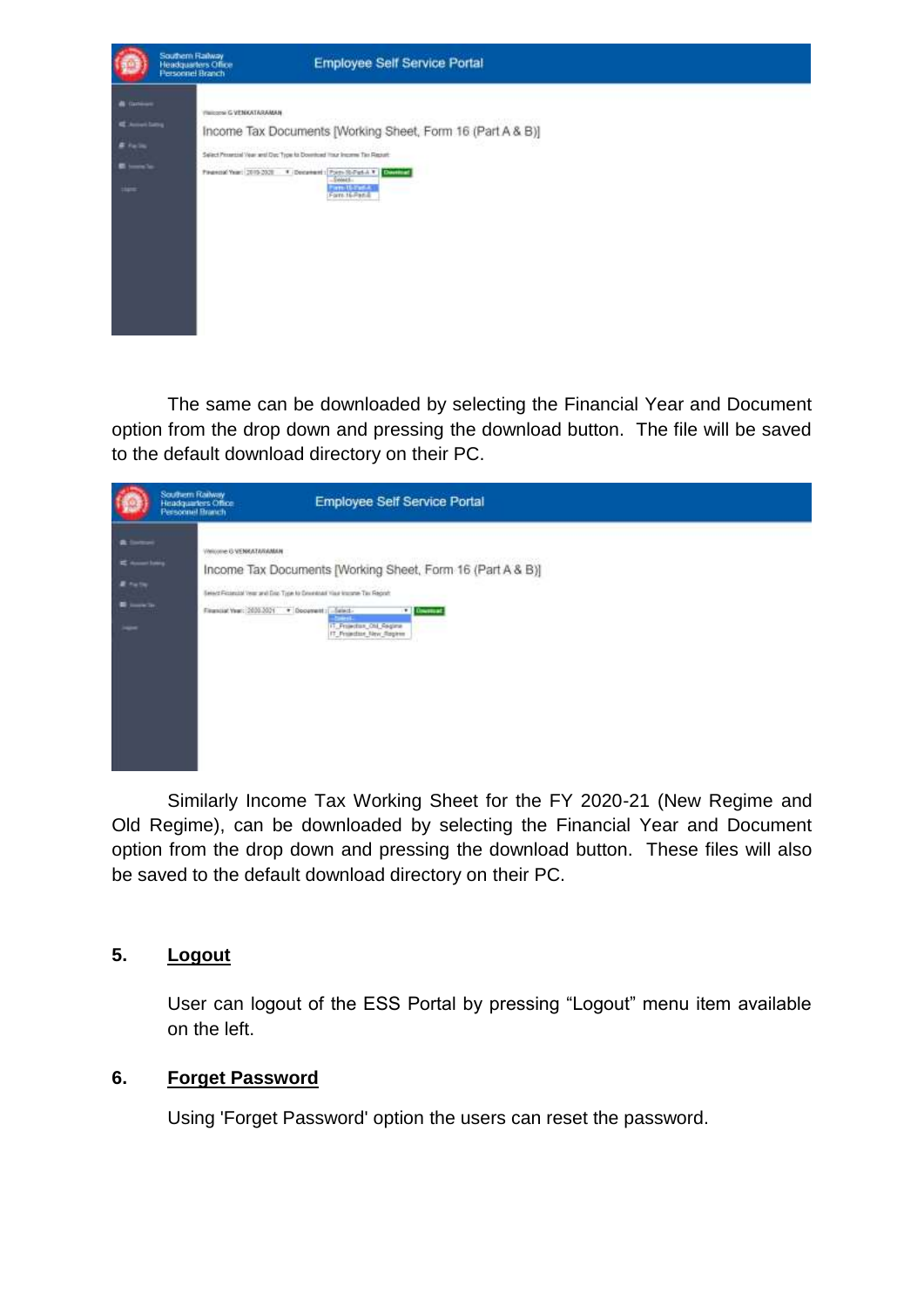The same can be downloaded by selecting the Financial Year and Document option from the drop down and pressing the download button. The file will be saved to the default download directory on their PC.

Similarly Income Tax Working Sheet for the FY 2020-21 (New Regime and Old Regime), can be downloaded by selecting the Financial Year and Document option from the drop down and pressing the download button. These files will also be saved to the default download directory on their PC.

## 5. Logout

User can logout of the ESS Portal by pressing “Logout” menu item available on the left.

## 6. Forget Password

Using 'Forget Password' option the users can reset the password.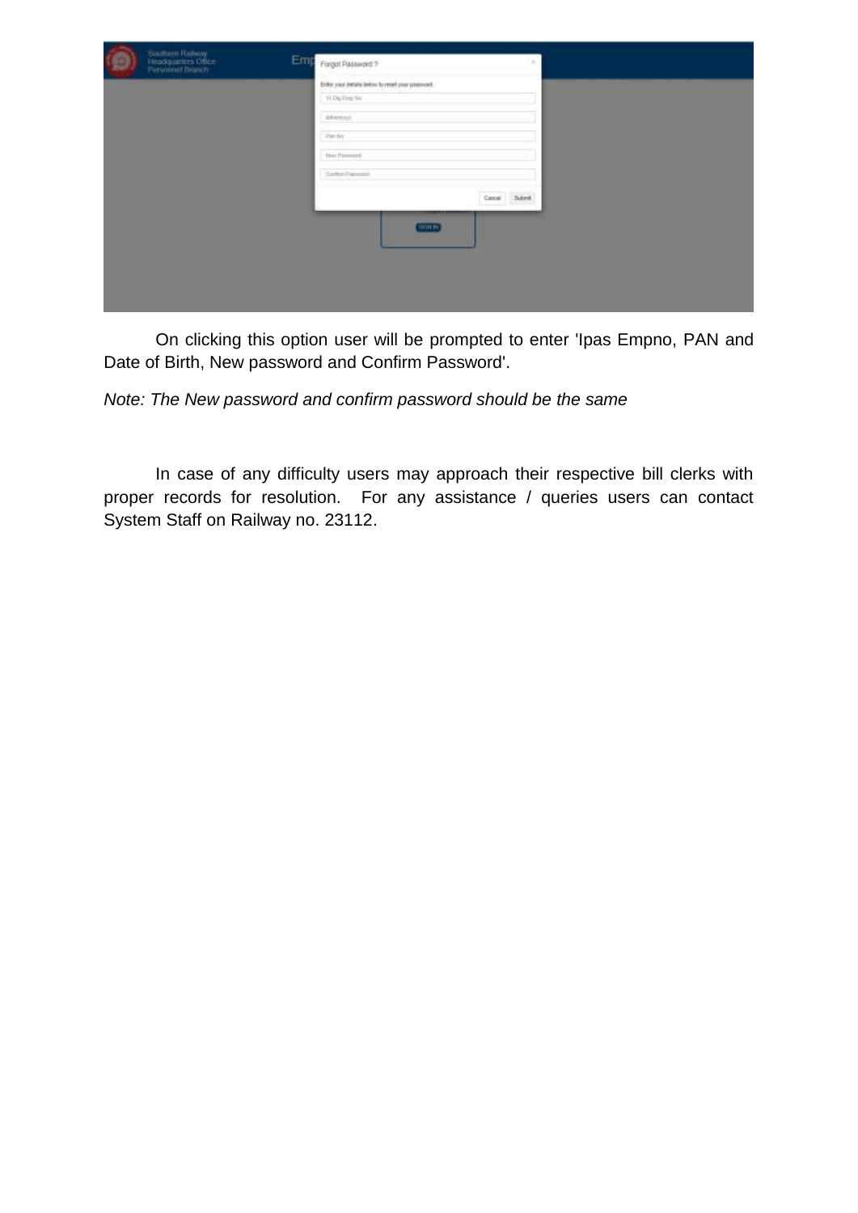On clicking this option user will be prompted to enter 'Ipas Empno, PAN and Date of Birth, New password and Confirm Password'.

*Note: The New password and confirm password should be the same*

In case of any difficulty users may approach their respective bill clerks with proper records for resolution. For any assistance / queries users can contact System Staff on Railway no. 23112.